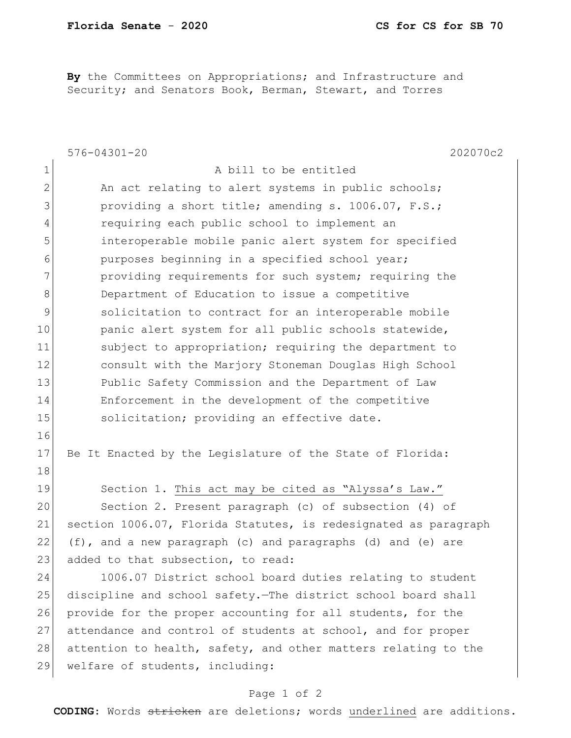**By** the Committees on Appropriations; and Infrastructure and Security; and Senators Book, Berman, Stewart, and Torres

576-04301-20 202070c2

A bill to be entitled

An act relating to alert systems in public schools; providing a short title; amending s. 1006.07, F.S.; requiring each public school to implement an interoperable mobile panic alert system for specified purposes beginning in a specified school year; providing requirements for such system; requiring the Department of Education to issue a competitive solicitation to contract for an interoperable mobile panic alert system for all public schools statewide, subject to appropriation; requiring the department to consult with the Marjory Stoneman Douglas High School Public Safety Commission and the Department of Law Enforcement in the development of the competitive solicitation; providing an effective date.

Be It Enacted by the Legislature of the State of Florida:

Section 1. <u>This act may be cited as "Alyssa's Law."</u>

Section 2. Present paragraph (c) of subsection (4) of section 1006.07, Florida Statutes, is redesignated as paragraph (f), and a new paragraph (c) and paragraphs (d) and (e) are added to that subsection, to read:

1006.07 District school board duties relating to student discipline and school safety.—The district school board shall provide for the proper accounting for all students, for the attendance and control of students at school, and for proper attention to health, safety, and other matters relating to the welfare of students, including:

**CODING:** Words ~~stricken~~ are deletions; words <u>underlined</u> are additions.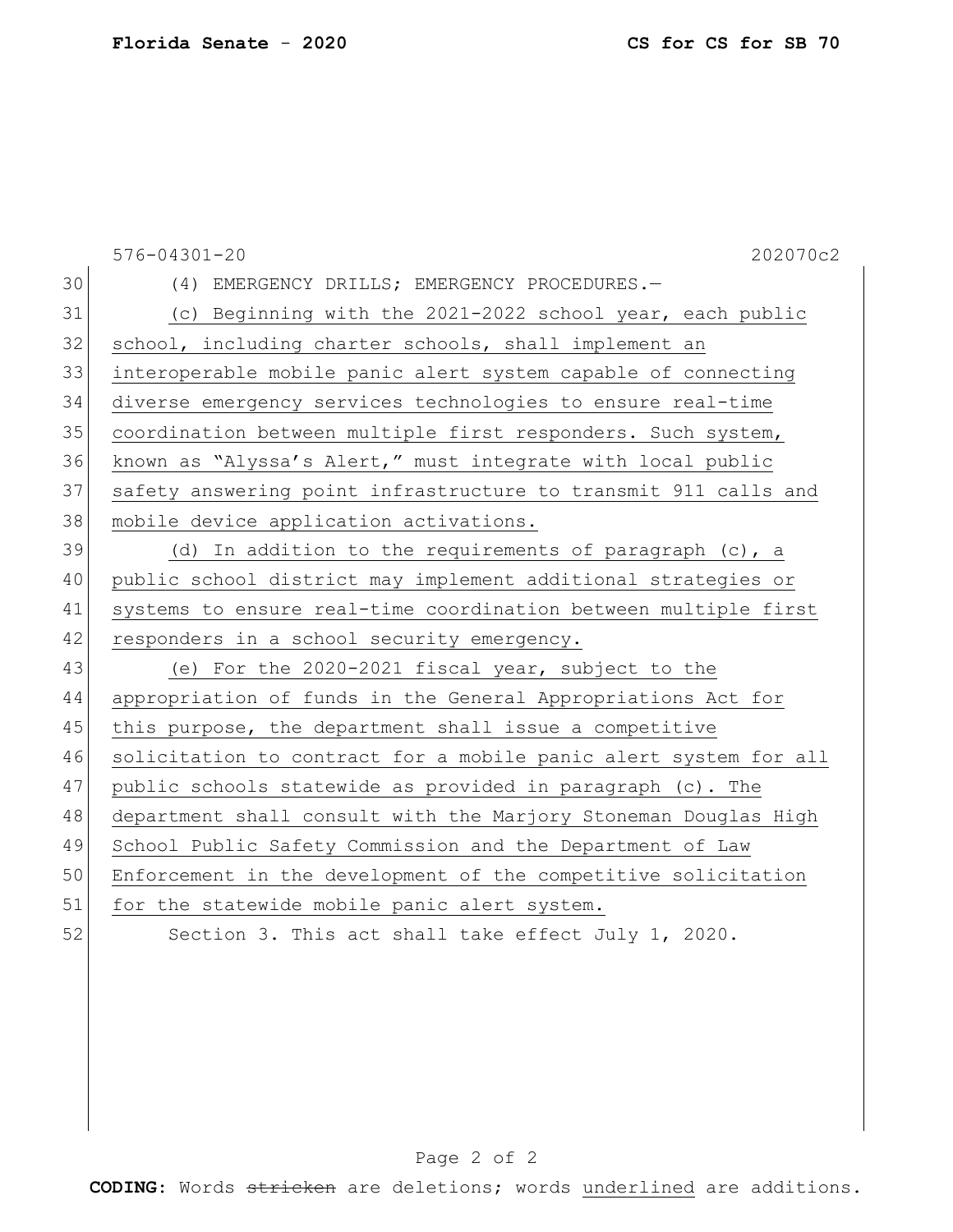576-04301-20 202070c2

(4) EMERGENCY DRILLS; EMERGENCY PROCEDURES.—

(c) Beginning with the 2021-2022 school year, each public school, including charter schools, shall implement an interoperable mobile panic alert system capable of connecting diverse emergency services technologies to ensure real-time coordination between multiple first responders. Such system, known as "Alyssa's Alert," must integrate with local public safety answering point infrastructure to transmit 911 calls and mobile device application activations.

(d) In addition to the requirements of paragraph (c), a public school district may implement additional strategies or systems to ensure real-time coordination between multiple first responders in a school security emergency.

(e) For the 2020-2021 fiscal year, subject to the appropriation of funds in the General Appropriations Act for this purpose, the department shall issue a competitive solicitation to contract for a mobile panic alert system for all public schools statewide as provided in paragraph (c). The department shall consult with the Marjory Stoneman Douglas High School Public Safety Commission and the Department of Law Enforcement in the development of the competitive solicitation for the statewide mobile panic alert system.

Section 3. This act shall take effect July 1, 2020.

**CODING:** Words ~~stricken~~ are deletions; words underlined are additions.